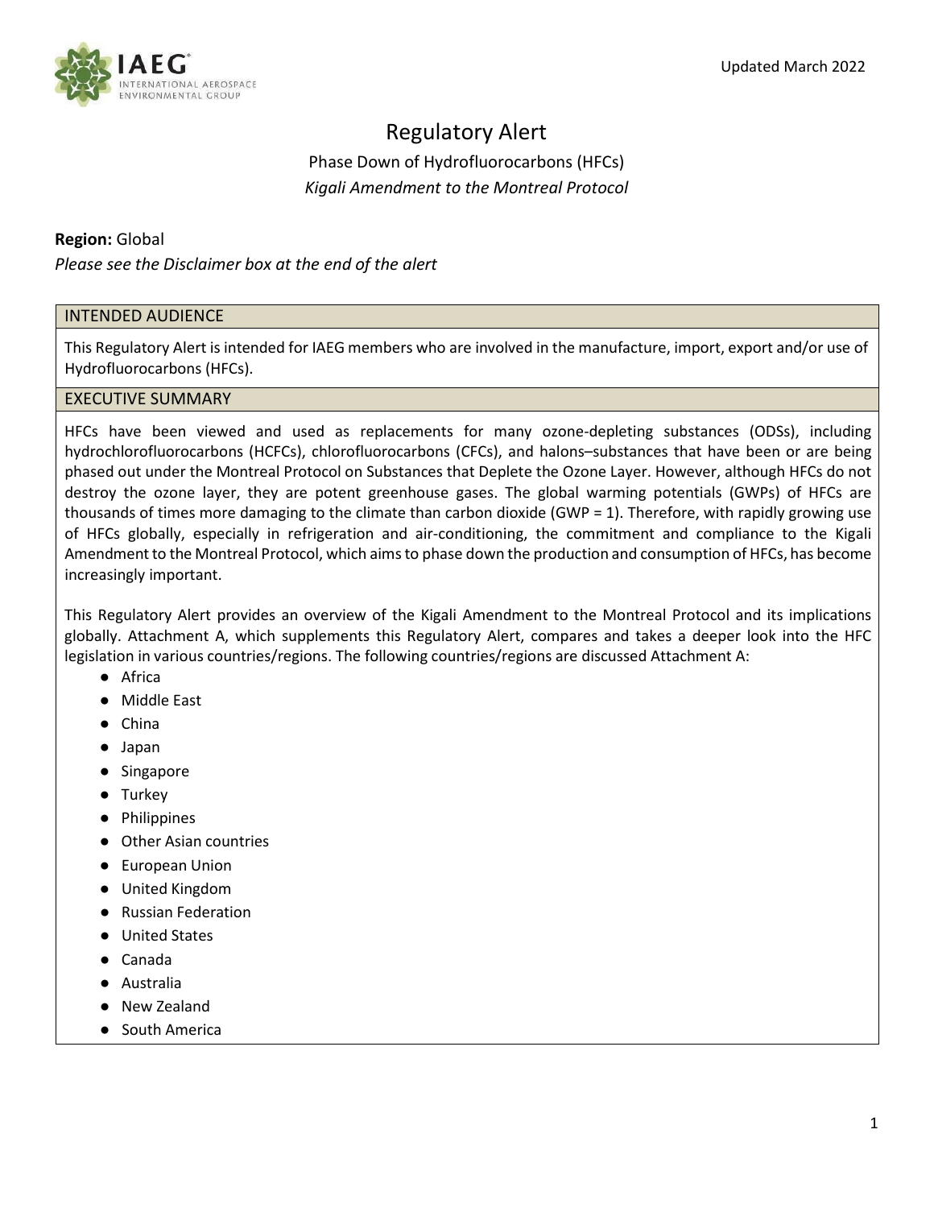Updated March 2022

# Regulatory Alert

## Phase Down of Hydrofluorocarbons (HFCs)

*Kigali Amendment to the Montreal Protocol*

**Region:** Global

*Please see the Disclaimer box at the end of the alert*

### INTENDED AUDIENCE

This Regulatory Alert is intended for IAEG members who are involved in the manufacture, import, export and/or use of Hydrofluorocarbons (HFCs).

### EXECUTIVE SUMMARY

HFCs have been viewed and used as replacements for many ozone-depleting substances (ODSs), including hydrochlorofluorocarbons (HCFCs), chlorofluorocarbons (CFCs), and halons–substances that have been or are being phased out under the Montreal Protocol on Substances that Deplete the Ozone Layer. However, although HFCs do not destroy the ozone layer, they are potent greenhouse gases. The global warming potentials (GWPs) of HFCs are thousands of times more damaging to the climate than carbon dioxide (GWP = 1). Therefore, with rapidly growing use of HFCs globally, especially in refrigeration and air-conditioning, the commitment and compliance to the Kigali Amendment to the Montreal Protocol, which aims to phase down the production and consumption of HFCs, has become increasingly important.

This Regulatory Alert provides an overview of the Kigali Amendment to the Montreal Protocol and its implications globally. Attachment A, which supplements this Regulatory Alert, compares and takes a deeper look into the HFC legislation in various countries/regions. The following countries/regions are discussed Attachment A:

- Africa
- Middle East
- China
- Japan
- Singapore
- Turkey
- Philippines
- Other Asian countries
- European Union
- United Kingdom
- Russian Federation
- United States
- Canada
- Australia
- New Zealand
- South America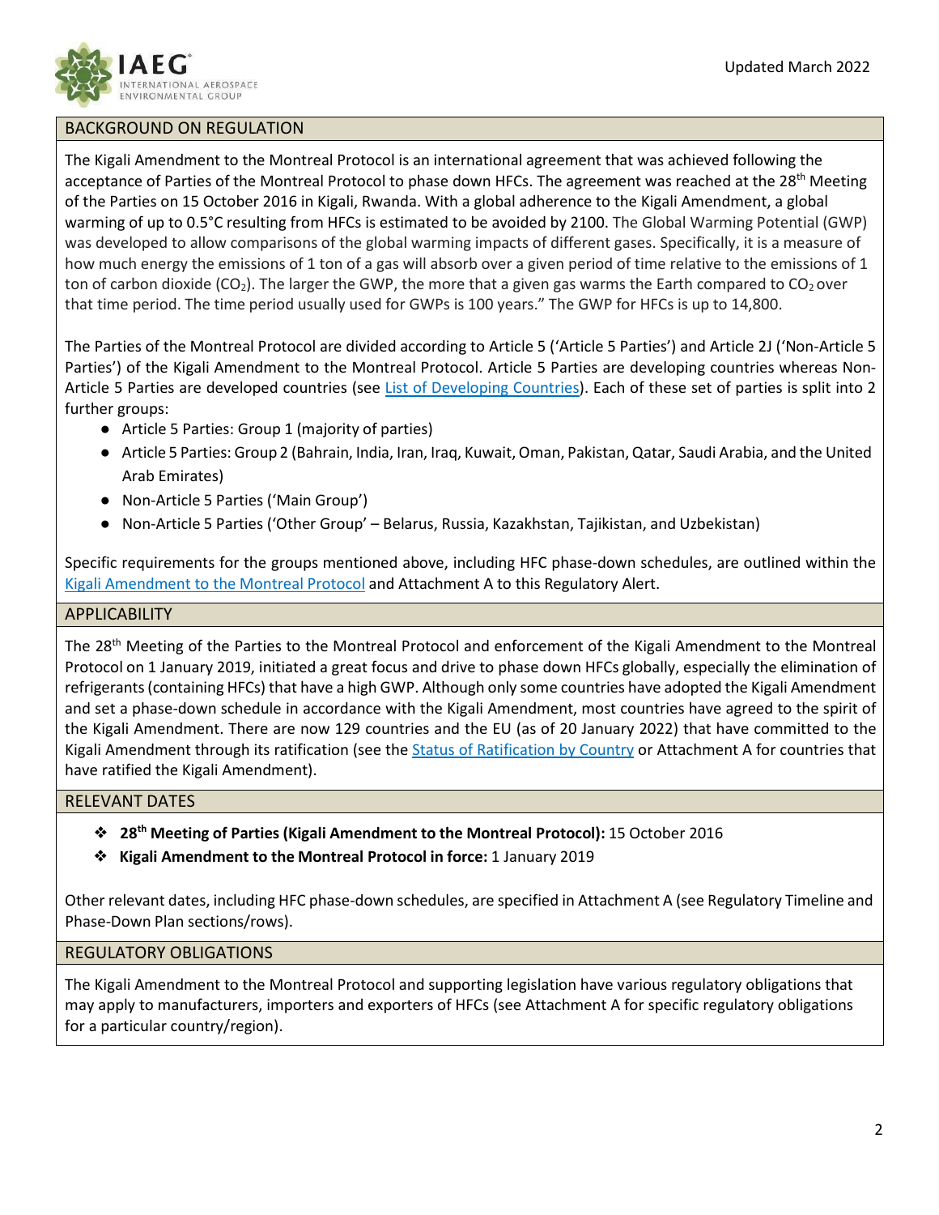## BACKGROUND ON REGULATION

The Kigali Amendment to the Montreal Protocol is an international agreement that was achieved following the acceptance of Parties of the Montreal Protocol to phase down HFCs. The agreement was reached at the 28th Meeting of the Parties on 15 October 2016 in Kigali, Rwanda. With a global adherence to the Kigali Amendment, a global warming of up to 0.5°C resulting from HFCs is estimated to be avoided by 2100. The Global Warming Potential (GWP) was developed to allow comparisons of the global warming impacts of different gases. Specifically, it is a measure of how much energy the emissions of 1 ton of a gas will absorb over a given period of time relative to the emissions of 1 ton of carbon dioxide ($CO_2$). The larger the GWP, the more that a given gas warms the Earth compared to $CO_2$ over that time period. The time period usually used for GWPs is 100 years." The GWP for HFCs is up to 14,800.

The Parties of the Montreal Protocol are divided according to Article 5 ('Article 5 Parties') and Article 2J ('Non-Article 5 Parties') of the Kigali Amendment to the Montreal Protocol. Article 5 Parties are developing countries whereas Non-Article 5 Parties are developed countries (see [List of Developing Countries]). Each of these set of parties is split into 2 further groups:

- Article 5 Parties: Group 1 (majority of parties)
- Article 5 Parties: Group 2 (Bahrain, India, Iran, Iraq, Kuwait, Oman, Pakistan, Qatar, Saudi Arabia, and the United Arab Emirates)
- Non-Article 5 Parties ('Main Group')
- Non-Article 5 Parties ('Other Group' – Belarus, Russia, Kazakhstan, Tajikistan, and Uzbekistan)

Specific requirements for the groups mentioned above, including HFC phase-down schedules, are outlined within the [Kigali Amendment to the Montreal Protocol] and Attachment A to this Regulatory Alert.

## APPLICABILITY

The 28th Meeting of the Parties to the Montreal Protocol and enforcement of the Kigali Amendment to the Montreal Protocol on 1 January 2019, initiated a great focus and drive to phase down HFCs globally, especially the elimination of refrigerants (containing HFCs) that have a high GWP. Although only some countries have adopted the Kigali Amendment and set a phase-down schedule in accordance with the Kigali Amendment, most countries have agreed to the spirit of the Kigali Amendment. There are now 129 countries and the EU (as of 20 January 2022) that have committed to the Kigali Amendment through its ratification (see the [Status of Ratification by Country] or Attachment A for countries that have ratified the Kigali Amendment).

## RELEVANT DATES

- **28th Meeting of Parties (Kigali Amendment to the Montreal Protocol):** 15 October 2016
- **Kigali Amendment to the Montreal Protocol in force:** 1 January 2019

Other relevant dates, including HFC phase-down schedules, are specified in Attachment A (see Regulatory Timeline and Phase-Down Plan sections/rows).

## REGULATORY OBLIGATIONS

The Kigali Amendment to the Montreal Protocol and supporting legislation have various regulatory obligations that may apply to manufacturers, importers and exporters of HFCs (see Attachment A for specific regulatory obligations for a particular country/region).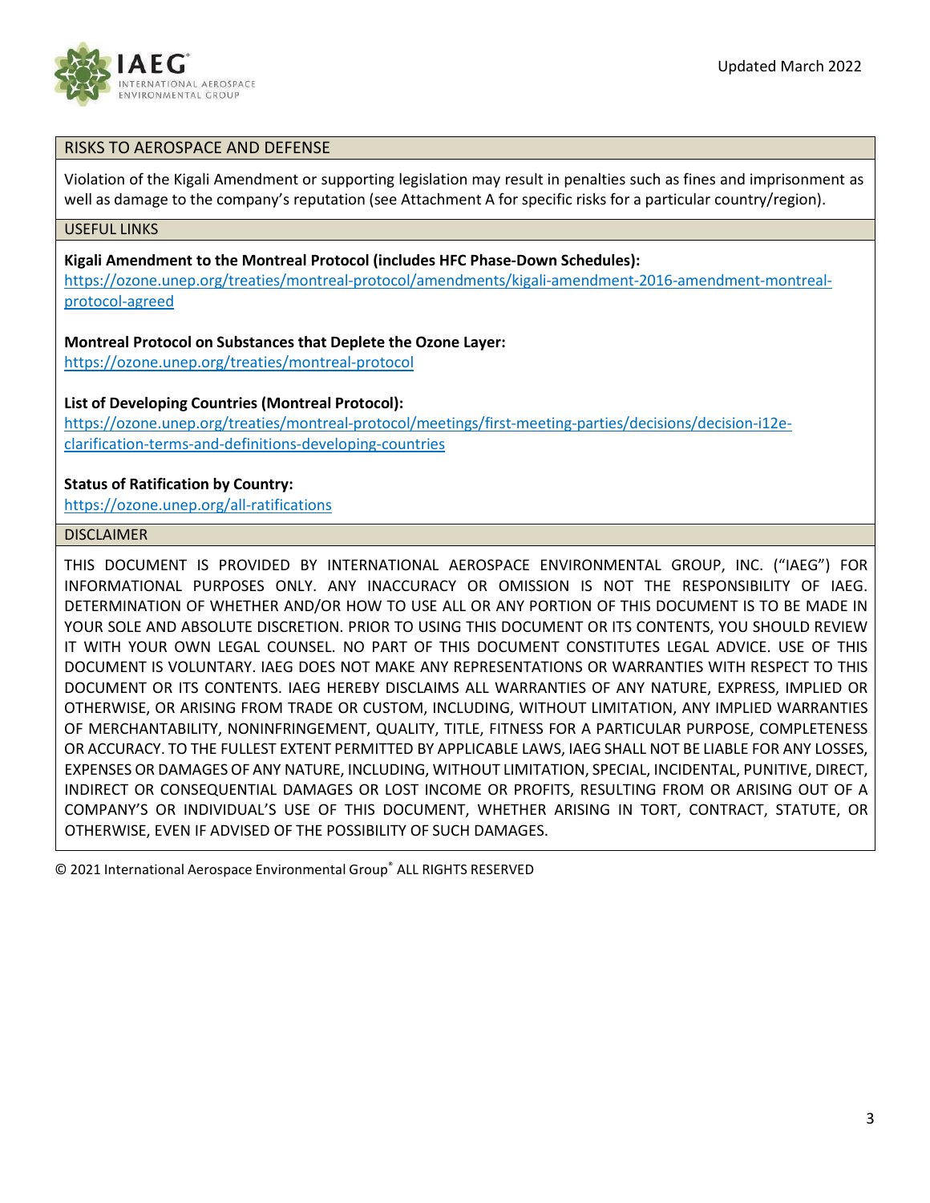## RISKS TO AEROSPACE AND DEFENSE

Violation of the Kigali Amendment or supporting legislation may result in penalties such as fines and imprisonment as well as damage to the company's reputation (see Attachment A for specific risks for a particular country/region).

## USEFUL LINKS

**Kigali Amendment to the Montreal Protocol (includes HFC Phase-Down Schedules):**
https://ozone.unep.org/treaties/montreal-protocol/amendments/kigali-amendment-2016-amendment-montreal-protocol-agreed

**Montreal Protocol on Substances that Deplete the Ozone Layer:**
https://ozone.unep.org/treaties/montreal-protocol

**List of Developing Countries (Montreal Protocol):**
https://ozone.unep.org/treaties/montreal-protocol/meetings/first-meeting-parties/decisions/decision-i12e-clarification-terms-and-definitions-developing-countries

**Status of Ratification by Country:**
https://ozone.unep.org/all-ratifications

## DISCLAIMER

THIS DOCUMENT IS PROVIDED BY INTERNATIONAL AEROSPACE ENVIRONMENTAL GROUP, INC. ("IAEG") FOR INFORMATIONAL PURPOSES ONLY. ANY INACCURACY OR OMISSION IS NOT THE RESPONSIBILITY OF IAEG. DETERMINATION OF WHETHER AND/OR HOW TO USE ALL OR ANY PORTION OF THIS DOCUMENT IS TO BE MADE IN YOUR SOLE AND ABSOLUTE DISCRETION. PRIOR TO USING THIS DOCUMENT OR ITS CONTENTS, YOU SHOULD REVIEW IT WITH YOUR OWN LEGAL COUNSEL. NO PART OF THIS DOCUMENT CONSTITUTES LEGAL ADVICE. USE OF THIS DOCUMENT IS VOLUNTARY. IAEG DOES NOT MAKE ANY REPRESENTATIONS OR WARRANTIES WITH RESPECT TO THIS DOCUMENT OR ITS CONTENTS. IAEG HEREBY DISCLAIMS ALL WARRANTIES OF ANY NATURE, EXPRESS, IMPLIED OR OTHERWISE, OR ARISING FROM TRADE OR CUSTOM, INCLUDING, WITHOUT LIMITATION, ANY IMPLIED WARRANTIES OF MERCHANTABILITY, NONINFRINGEMENT, QUALITY, TITLE, FITNESS FOR A PARTICULAR PURPOSE, COMPLETENESS OR ACCURACY. TO THE FULLEST EXTENT PERMITTED BY APPLICABLE LAWS, IAEG SHALL NOT BE LIABLE FOR ANY LOSSES, EXPENSES OR DAMAGES OF ANY NATURE, INCLUDING, WITHOUT LIMITATION, SPECIAL, INCIDENTAL, PUNITIVE, DIRECT, INDIRECT OR CONSEQUENTIAL DAMAGES OR LOST INCOME OR PROFITS, RESULTING FROM OR ARISING OUT OF A COMPANY'S OR INDIVIDUAL'S USE OF THIS DOCUMENT, WHETHER ARISING IN TORT, CONTRACT, STATUTE, OR OTHERWISE, EVEN IF ADVISED OF THE POSSIBILITY OF SUCH DAMAGES.

© 2021 International Aerospace Environmental Group® ALL RIGHTS RESERVED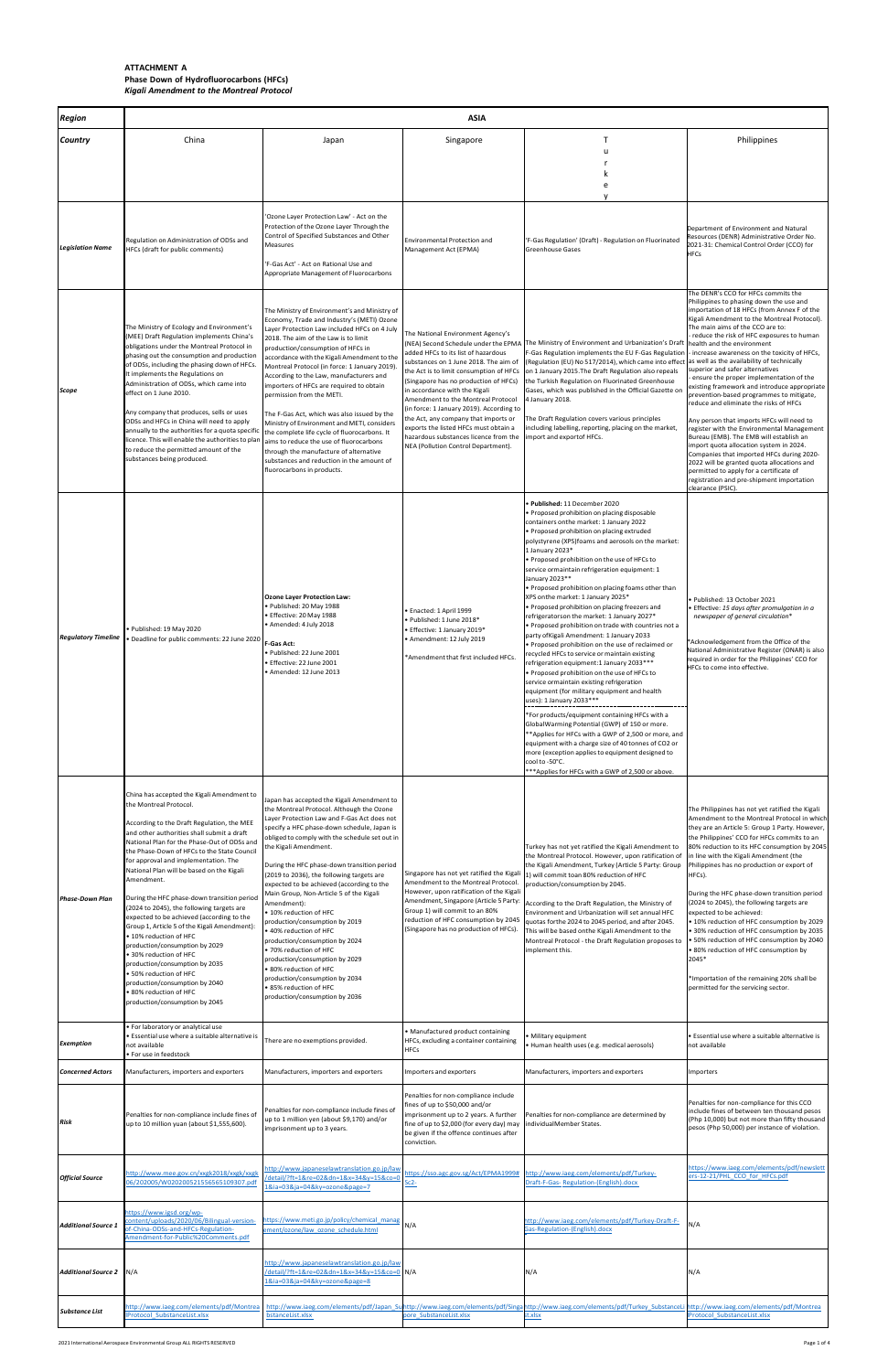**ATTACHMENT A**
**Phase Down of Hydrofluorocarbons (HFCs)**
***Kigali Amendment to the Montreal Protocol***

| ***Region*** | **ASIA** | | | | |
|---|---|---|---|---|---|
| ***Country*** | China | Japan | Singapore | Turkey | Philippines |
| ***Legislation Name*** | Regulation on Administration of ODSs and HFCs (draft for public comments) | 'Ozone Layer Protection Law' - Act on the Protection of the Ozone Layer Through the Control of Specified Substances and Other Measures<br><br>'F-Gas Act' - Act on Rational Use and Appropriate Management of Fluorocarbons | Environmental Protection and Management Act (EPMA) | 'F-Gas Regulation' (Draft) - Regulation on Fluorinated Greenhouse Gases | Department of Environment and Natural Resources (DENR) Administrative Order No. 2021-31: Chemical Control Order (CCO) for HFCs |
| ***Scope*** | The Ministry of Ecology and Environment's (MEE) Draft Regulation implements China's obligations under the Montreal Protocol in phasing out the consumption and production of ODSs, including the phasing down of HFCs. It implements the Regulations on Administration of ODSs, which came into effect on 1 June 2010.<br><br>Any company that produces, sells or uses ODSs and HFCs in China will need to apply annually to the authorities for a quota specific licence. This will enable the authorities to plan to reduce the permitted amount of the substances being produced. | The Ministry of Environment's and Ministry of Economy, Trade and Industry's (METI) Ozone Layer Protection Law included HFCs on 4 July 2018. The aim of the Law is to limit production/consumption of HFCs in accordance with the Kigali Amendment to the Montreal Protocol (in force: 1 January 2019). According to the Law, manufacturers and importers of HFCs are required to obtain permission from the METI.<br><br>The F-Gas Act, which was also issued by the Ministry of Environment and METI, considers the complete life cycle of fluorocarbons. It aims to reduce the use of fluorocarbons through the manufacture of alternative substances and reduction in the amount of fluorocarbons in products. | The National Environment Agency's (NEA) Second Schedule under the EPMA added HFCs to its list of hazardous substances on 1 June 2018. The aim of the Act is to limit consumption of HFCs in accordance with the Kigali Amendment to the Montreal Protocol (in force: 1 January 2019). According to the Act, any company that imports or exports the listed HFCs must obtain a hazardous substances licence from the NEA (Pollution Control Department). | The Ministry of Environment and Urbanization's Draft F-Gas Regulation implements the EU F-Gas Regulation (Regulation (EU) No 517/2014), which came into effect on 1 January 2015.The Draft Regulation also repeals the Turkish Regulation on Fluorinated Greenhouse Gases, which was published in the Official Gazette on 4 January 2018.<br><br>The Draft Regulation covers various principles including labelling, reporting, placing on the market, import and exportof HFCs. | The DENR's CCO for HFCs commits the Philippines to phasing down the use and importation of 18 HFCs (from Annex F of the Kigali Amendment to the Montreal Protocol). The main aims of the CCO are to:<br>- reduce the risk of HFC exposures to human health and the environment<br>- increase awareness on the toxicity of HFCs, as well as the availability of technically superior and safer alternatives<br>- ensure the proper implementation of the existing framework and introduce appropriate prevention-based programmes to mitigate, reduce and eliminate the risks of HFCs<br><br>Any person that imports HFCs will need to register with the Environmental Management Bureau (EMB). The EMB will establish an import quota allocation system in 2024. Companies that imported HFCs during 2020-2022 will be granted quota allocations and permitted to apply for a certificate of registration and pre-shipment importation clearance (PSIC). |
| ***Regulatory Timeline*** | • Published: 19 May 2020<br>• Deadline for public comments: 22 June 2020 | **Ozone Layer Protection Law:**<br>• Published: 20 May 1988<br>• Effective: 20 May 1988<br>• Amended: 4 July 2018<br><br>**F-Gas Act:**<br>• Published: 22 June 2001<br>• Effective: 22 June 2001<br>• Amended: 12 June 2013 | • Enacted: 1 April 1999<br>• Published: 1 June 2018*<br>• Effective: 1 January 2019*<br>• Amendment: 12 July 2019<br><br>*Amendment that first included HFCs. | • **Published:** 11 December 2020<br>• Proposed prohibition on placing disposable containers onthe market: 1 January 2022<br>• Proposed prohibition on placing extruded polystyrene (XPS)foams and aerosols on the market: 1 January 2023*<br>• Proposed prohibition on the use of HFCs to service ormaintain refrigeration equipment: 1 January 2023**<br>• Proposed prohibition on placing foams other than XPS onthe market: 1 January 2025*<br>• Proposed prohibition on placing freezers and refrigeratorson the market: 1 January 2027*<br>• Proposed prohibition on trade with countries not a party ofKigali Amendment: 1 January 2033<br>• Proposed prohibition on the use of reclaimed or recycled HFCs to service or maintain existing refrigeration equipment:1 January 2033***<br>• Proposed prohibition on the use of HFCs to service ormaintain existing refrigeration equipment (for military equipment and health uses): 1 January 2033***<br><br>*For products/equipment containing HFCs with a GlobalWarming Potential (GWP) of 150 or more.<br>**Applies for HFCs with a GWP of 2,500 or more, and equipment with a charge size of 40 tonnes of CO2 or more (exception applies to equipment designed to cool to -50°C.<br>***Applies for HFCs with a GWP of 2,500 or above. | • Published: 13 October 2021<br>• Effective: *15 days after promulgation in a newspaper of general circulation**<br><br>*Acknowledgement from the Office of the National Administrative Register (ONAR) is also required in order for the Philippines' CCO for HFCs to come into effective. |
| ***Phase-Down Plan*** | China has accepted the Kigali Amendment to the Montreal Protocol.<br><br>According to the Draft Regulation, the MEE and other authorities shall submit a draft National Plan for the Phase-Out of ODSs and the Phase-Down of HFCs to the State Council for approval and implementation. The National Plan will be based on the Kigali Amendment.<br><br>During the HFC phase-down transition period (2024 to 2045), the following targets are expected to be achieved (according to the Group 1, Article 5 of the Kigali Amendment):<br>• 10% reduction of HFC production/consumption by 2029<br>• 30% reduction of HFC production/consumption by 2035<br>• 50% reduction of HFC production/consumption by 2040<br>• 80% reduction of HFC production/consumption by 2045 | Japan has accepted the Kigali Amendment to the Montreal Protocol. Although the Ozone Layer Protection Law and F-Gas Act does not specify a HFC phase-down schedule, Japan is obliged to comply with the schedule set out in the Kigali Amendment.<br><br>During the HFC phase-down transition period (2019 to 2036), the following targets are expected to be achieved (according to the Main Group, Non-Article 5 of the Kigali Amendment):<br>• 10% reduction of HFC production/consumption by 2019<br>• 40% reduction of HFC production/consumption by 2024<br>• 70% reduction of HFC production/consumption by 2029<br>• 80% reduction of HFC production/consumption by 2034<br>• 85% reduction of HFC production/consumption by 2036 | Singapore has not yet ratified the Kigali Amendment to the Montreal Protocol. However, upon ratification of the Kigali Amendment, Singapore (Article 5 Party: Group 1) will commit to an 80% reduction of HFC consumption by 2045 (Singapore has no production of HFCs). | Turkey has not yet ratified the Kigali Amendment to the Montreal Protocol. However, upon ratification of the Kigali Amendment, Turkey (Article 5 Party: Group 1) will commit toan 80% reduction of HFC production/consumption by 2045.<br><br>According to the Draft Regulation, the Ministry of Environment and Urbanization will set annual HFC quotas forthe 2024 to 2045 period, and after 2045. This will be based onthe Kigali Amendment to the Montreal Protocol - the Draft Regulation proposes to implement this. | The Philippines has not yet ratified the Kigali Amendment to the Montreal Protocol in which they are an Article 5: Group 1 Party. However, the Philippines' CCO for HFCs commits to an 80% reduction to its HFC consumption by 2045 in line with the Kigali Amendment (the Philippines has no production or export of HFCs).<br><br>During the HFC phase-down transition period (2024 to 2045), the following targets are expected to be achieved:<br>• 10% reduction of HFC consumption by 2029<br>• 30% reduction of HFC consumption by 2035<br>• 50% reduction of HFC consumption by 2040<br>• 80% reduction of HFC consumption by 2045*<br><br>*Importation of the remaining 20% shall be permitted for the servicing sector. |
| ***Exemption*** | • For laboratory or analytical use<br>• Essential use where a suitable alternative is not available<br>• For use in feedstock | There are no exemptions provided. | • Manufactured product containing HFCs, excluding a container containing HFCs | • Military equipment<br>• Human health uses (e.g. medical aerosols) | • Essential use where a suitable alternative is not available |
| ***Concerned Actors*** | Manufacturers, importers and exporters | Manufacturers, importers and exporters | Importers and exporters | Manufacturers, importers and exporters | Importers |
| ***Risk*** | Penalties for non-compliance include fines of up to 10 million yuan (about $1,555,600). | Penalties for non-compliance include fines of up to 1 million yen (about $9,170) and/or imprisonment up to 3 years. | Penalties for non-compliance include fines of up to $50,000 and/or imprisonment up to 2 years. A further fine of up to $2,000 (for every day) may be given if the offence continues after conviction. | Penalties for non-compliance are determined by individualMember States. | Penalties for non-compliance for this CCO include fines of between ten thousand pesos (Php 10,000) but not more than fifty thousand pesos (Php 50,000) per instance of violation. |
| ***Official Source*** | http://www.mee.gov.cn/xxgk2018/xxgk/xxgk06/202005/W020200521556565109307.pdf | http://www.japaneselawtranslation.go.jp/law/detail/?ft=1&re=02&dn=1&x=34&y=15&co=01&ia=03&ja=04&ky=ozone&page=7 | https://sso.agc.gov.sg/Act/EPMA1999#Sc2- | http://www.iaeg.com/elements/pdf/Turkey-Draft-F-Gas-Regulation-(English).docx | https://www.iaeg.com/elements/pdf/newsletters-12-21/PHL_CCO_for_HFCs.pdf |
| ***Additional Source 1*** | https://www.igsd.org/wp-content/uploads/2020/06/Bilingual-version-of-China-ODSs-and-HFCs-Regulation-Amendment-for-Public%20Comments.pdf | https://www.meti.go.jp/policy/chemical_management/ozone/law_ozone_schedule.html | N/A | http://www.iaeg.com/elements/pdf/Turkey-Draft-F-Gas-Regulation-(English).docx | N/A |
| ***Additional Source 2*** | N/A | http://www.japaneselawtranslation.go.jp/law/detail/?ft=1&re=02&dn=1&x=34&y=15&co=01&ia=03&ja=04&ky=ozone&page=8 | N/A | N/A | N/A |
| ***Substance List*** | http://www.iaeg.com/elements/pdf/Montreal Protocol_SubstanceList.xlsx | http://www.iaeg.com/elements/pdf/Japan_SubstanceList.xlsx | http://www.iaeg.com/elements/pdf/Singapore_SubstanceList.xlsx | http://www.iaeg.com/elements/pdf/Turkey_SubstanceList.xlsx | http://www.iaeg.com/elements/pdf/Montreal Protocol_SubstanceList.xlsx |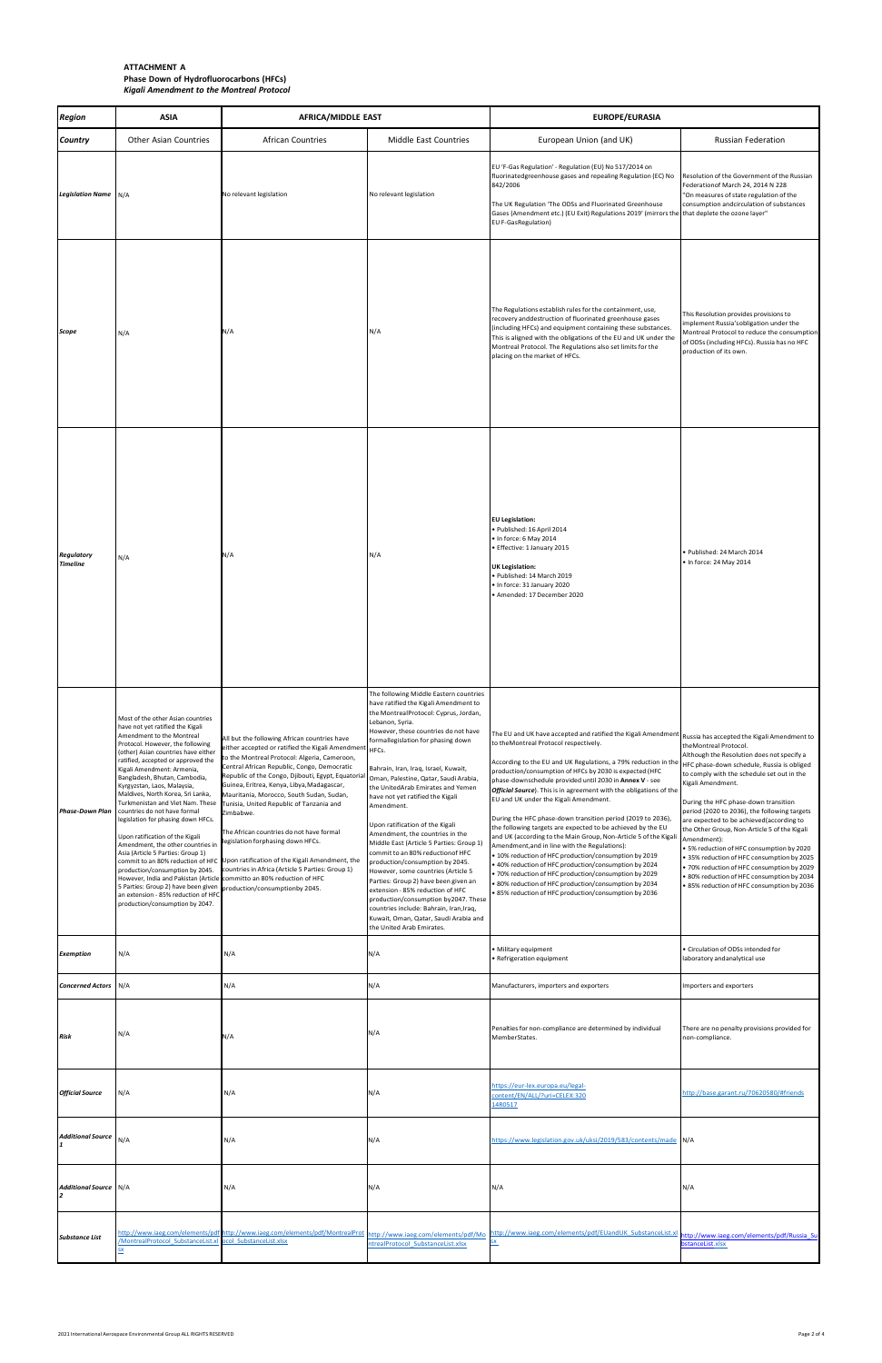**ATTACHMENT A**
**Phase Down of Hydrofluorocarbons (HFCs)**
***Kigali Amendment to the Montreal Protocol***

| ***Region*** | **ASIA** | **AFRICA/MIDDLE EAST** | | **EUROPE/EURASIA** | |
|---|---|---|---|---|---|
| ***Country*** | Other Asian Countries | African Countries | Middle East Countries | European Union (and UK) | Russian Federation |
| ***Legislation Name*** | N/A | No relevant legislation | No relevant legislation | EU 'F-Gas Regulation' - Regulation (EU) No 517/2014 on fluorinatedgreenhouse gases and repealing Regulation (EC) No 842/2006<br><br>The UK Regulation 'The ODSs and Fluorinated Greenhouse Gases (Amendment etc.) (EU Exit) Regulations 2019' (mirrors the EU F-GasRegulation) | Resolution of the Government of the Russian Federationof March 24, 2014 N 228 "On measures of state regulation of the consumption andcirculation of substances that deplete the ozone layer" |
| ***Scope*** | N/A | N/A | N/A | The Regulations establish rules for the containment, use, recovery anddestruction of fluorinated greenhouse gases (including HFCs) and equipment containing these substances. This is aligned with the obligations of the EU and UK under the Montreal Protocol. The Regulations also set limits for the placing on the market of HFCs. | This Resolution provides provisions to implement Russia'sobligation under the Montreal Protocol to reduce the consumption of ODSs (including HFCs). Russia has no HFC production of its own. |
| ***Regulatory Timeline*** | N/A | N/A | N/A | **EU Legislation:**<br>• Published: 16 April 2014<br>• In force: 6 May 2014<br>• Effective: 1 January 2015<br><br>**UK Legislation:**<br>• Published: 14 March 2019<br>• In force: 31 January 2020<br>• Amended: 17 December 2020 | • Published: 24 March 2014<br>• In force: 24 May 2014 |
| ***Phase-Down Plan*** | Most of the other Asian countries have not yet ratified the Kigali Amendment to the Montreal Protocol. However, the following (other) Asian countries have either ratified, accepted or approved the Kigali Amendment: Armenia, Bangladesh, Bhutan, Cambodia, Kyrgyzstan, Laos, Malaysia, Maldives, North Korea, Sri Lanka, Turkmenistan and Viet Nam. These countries do not have formal legislation for phasing down HFCs.<br><br>Upon ratification of the Kigali Amendment, the other countries in Asia (Article 5 Parties: Group 1) commit to an 80% reduction of HFC production/consumption by 2045. However, India and Pakistan (Article 5 Parties: Group 2) have been given an extension - 85% reduction of HFC production/consumption by 2047. | All but the following African countries have either accepted or ratified the Kigali Amendment to the Montreal Protocol: Algeria, Cameroon, Central African Republic, Congo, Democratic Republic of the Congo, Djibouti, Egypt, Equatorial Guinea, Eritrea, Kenya, Libya,Madagascar, Mauritania, Morocco, South Sudan, Sudan, Tunisia, United Republic of Tanzania and Zimbabwe.<br><br>The African countries do not have formal legislation forphasing down HFCs.<br><br>Upon ratification of the Kigali Amendment, the countries in Africa (Article 5 Parties: Group 1) committo an 80% reduction of HFC production/consumptionby 2045. | The following Middle Eastern countries have ratified the Kigali Amendment to the MontrealProtocol: Cyprus, Jordan, Lebanon, Syria.<br>However, these countries do not have formallegislation for phasing down HFCs.<br><br>Bahrain, Iran, Iraq, Israel, Kuwait, Oman, Palestine, Qatar, Saudi Arabia, the UnitedArab Emirates and Yemen have not yet ratified the Kigali Amendment.<br><br>Upon ratification of the Kigali Amendment, the countries in the Middle East (Article 5 Parties: Group 1) commit to an 80% reductionof HFC production/consumption by 2045. However, some countries (Article 5 Parties: Group 2) have been given an extension - 85% reduction of HFC production/consumption by2047. These countries include: Bahrain, Iran,Iraq, Kuwait, Oman, Qatar, Saudi Arabia and the United Arab Emirates. | The EU and UK have accepted and ratified the Kigali Amendment to theMontreal Protocol respectively.<br><br>According to the EU and UK Regulations, a 79% reduction in the production/consumption of HFCs by 2030 is expected (HFC phase-downschedule provided until 2030 in **Annex V** - see ***Official Source***). This is in agreement with the obligations of the EU and UK under the Kigali Amendment.<br><br>During the HFC phase-down transition period (2019 to 2036), the following targets are expected to be achieved by the EU and UK (according to the Main Group, Non-Article 5 of the Kigali Amendment,and in line with the Regulations):<br>• 10% reduction of HFC production/consumption by 2019<br>• 40% reduction of HFC production/consumption by 2024<br>• 70% reduction of HFC production/consumption by 2029<br>• 80% reduction of HFC production/consumption by 2034<br>• 85% reduction of HFC production/consumption by 2036 | Russia has accepted the Kigali Amendment to theMontreal Protocol.<br>Although the Resolution does not specify a HFC phase-down schedule, Russia is obliged to comply with the schedule set out in the Kigali Amendment.<br><br>During the HFC phase-down transition period (2020 to 2036), the following targets are expected to be achieved(according to the Other Group, Non-Article 5 of the Kigali Amendment):<br>• 5% reduction of HFC consumption by 2020<br>• 35% reduction of HFC consumption by 2025<br>• 70% reduction of HFC consumption by 2029<br>• 80% reduction of HFC consumption by 2034<br>• 85% reduction of HFC consumption by 2036 |
| ***Exemption*** | N/A | N/A | N/A | • Military equipment<br>• Refrigeration equipment | • Circulation of ODSs intended for laboratory andanalytical use |
| ***Concerned Actors*** | N/A | N/A | N/A | Manufacturers, importers and exporters | Importers and exporters |
| ***Risk*** | N/A | N/A | N/A | Penalties for non-compliance are determined by individual MemberStates. | There are no penalty provisions provided for non-compliance. |
| ***Official Source*** | N/A | N/A | N/A | https://eur-lex.europa.eu/legal-content/EN/ALL/?uri=CELEX:32014R0517 | http://base.garant.ru/70620580/#friends |
| ***Additional Source 1*** | N/A | N/A | N/A | https://www.legislation.gov.uk/uksi/2019/583/contents/made | N/A |
| ***Additional Source 2*** | N/A | N/A | N/A | N/A | N/A |
| ***Substance List*** | http://www.iaeg.com/elements/pdf/MontrealProtocol_SubstanceList.xlsx | http://www.iaeg.com/elements/pdf/MontrealProtocol_SubstanceList.xlsx | http://www.iaeg.com/elements/pdf/MontrealProtocol_SubstanceList.xlsx | http://www.iaeg.com/elements/pdf/EUandUK_SubstanceList.xlsx | http://www.iaeg.com/elements/pdf/Russia_SubstanceList.xlsx |

2021 International Aerospace Environmental Group ALL RIGHTS RESERVED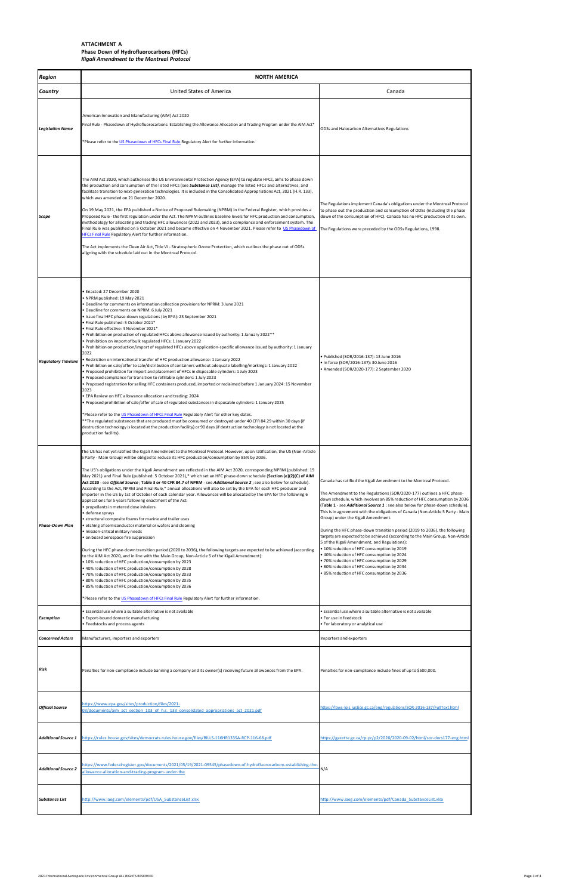**ATTACHMENT A**
**Phase Down of Hydrofluorocarbons (HFCs)**
***Kigali Amendment to the Montreal Protocol***

| ***Region*** | **NORTH AMERICA** | |
|---|---|---|
| ***Country*** | United States of America | Canada |
| ***Legislation Name*** | American Innovation and Manufacturing (AIM) Act 2020<br><br>Final Rule - Phasedown of Hydrofluorocarbons: Establishing the Allowance Allocation and Trading Program under the AIM Act*<br><br>*Please refer to the US Phasedown of HFCs Final Rule Regulatory Alert for further information. | ODSs and Halocarbon Alternatives Regulations |
| ***Scope*** | The AIM Act 2020, which authorises the US Environmental Protection Agency (EPA) to regulate HFCs, aims to phase down the production and consumption of the listed HFCs (see ***Substance List)***, manage the listed HFCs and alternatives, and facilitate transition to next-generation technologies. It is included in the Consolidated Appropriations Act, 2021 (H.R. 133), which was amended on 21 December 2020.<br><br>On 19 May 2021, the EPA published a Notice of Proposed Rulemaking (NPRM) in the Federal Register, which provides a Proposed Rule - the first regulation under the Act. The NPRM outlines baseline levels for HFC production and consumption, methodology for allocating and trading HFC allowances (2022 and 2023), and a compliance and enforcement system. The Final Rule was published on 5 October 2021 and became effective on 4 November 2021. Please refer to US Phasedown of HFCs Final Rule Regulatory Alert for further information.<br><br>The Act implements the Clean Air Act, Title VI - Stratospheric Ozone Protection, which outlines the phase out of ODSs aligning with the schedule laid out in the Montreal Protocol. | The Regulations implement Canada's obligations under the Montreal Protocol to phase out the production and consumption of ODSs (including the phase down of the consumption of HFC). Canada has no HFC production of its own.<br><br>The Regulations were preceded by the ODSs Regulations, 1998. |
| ***Regulatory Timeline*** | • Enacted: 27 December 2020<br>• NPRM published: 19 May 2021<br>• Deadline for comments on information collection provisions for NPRM: 3 June 2021<br>• Deadline for comments on NPRM: 6 July 2021<br>• Issue final HFC phase-down regulations (by EPA): 23 September 2021<br>• Final Rule published: 5 October 2021*<br>• Final Rule effective: 4 November 2021*<br>• Prohibition on production of regulated HFCs above allowance issued by authority: 1 January 2022**<br>• Prohibition on import of bulk regulated HFCs: 1 January 2022<br>• Prohibition on production/import of regulated HFCs above application-specific allowance issued by authority: 1 January 2022<br>• Restriction on international transfer of HFC production allowance: 1 January 2022<br>• Prohibition on sale/offer to sale/distribution of containers without adequate labelling/markings: 1 January 2022<br>• Proposed prohibition for import and placement of HFCs in disposable cylinders: 1 July 2023<br>• Proposed compliance for transition to refillable cylinders: 1 July 2023<br>• Proposed registration for selling HFC containers produced, imported or reclaimed before 1 January 2024: 15 November 2023<br>• EPA Review on HFC allowance allocations and trading: 2024<br>• Proposed prohibition of sale/offer of sale of regulated substances in disposable cylinders: 1 January 2025<br><br>*Please refer to the US Phasedown of HFCs Final Rule Regulatory Alert for other key dates.<br>**The regulated substances that are produced must be consumed or destroyed under 40 CFR 84.29 within 30 days (if destruction technology is located at the production facility) or 90 days (if destruction technology is not located at the production facility). | • Published (SOR/2016-137): 13 June 2016<br>• In force (SOR/2016-137): 30 June 2016<br>• Amended (SOR/2020-177): 2 September 2020 |
| ***Phase-Down Plan*** | The US has not yet ratified the Kigali Amendment to the Montreal Protocol. However, upon ratification, the US (Non-Article 5 Party - Main Group) will be obliged to reduce its HFC production/consumption by 85% by 2036.<br><br>The US's obligations under the Kigali Amendment are reflected in the AIM Act 2020, corresponding NPRM (published: 19 May 2021) and Final Rule (published: 5 October 2021),* which set an HFC phase-down schedule (**Section (e)(2)(C) of AIM Act 2020** - see ***Official Source*** ; **Table 3 or 40 CFR 84.7 of NPRM** - see ***Additional Source 2*** ; see also below for schedule). According to the Act, NPRM and Final Rule,* annual allocations will also be set by the EPA for each HFC producer and importer in the US by 1st of October of each calendar year. Allowances will be allocated by the EPA for the following 6 applications for 5 years following enactment of the Act:<br>• propellants in metered dose inhalers<br>• defense sprays<br>• structural composite foams for marine and trailer uses<br>• etching of semiconductor material or wafers and cleaning<br>• mission-critical military needs<br>• on board aerospace fire suppression<br><br>During the HFC phase-down transition period (2020 to 2036), the following targets are expected to be achieved (according to the AIM Act 2020, and in line with the Main Group, Non-Article 5 of the Kigali Amendment):<br>• 10% reduction of HFC production/consumption by 2023<br>• 40% reduction of HFC production/consumption by 2028<br>• 70% reduction of HFC production/consumption by 2033<br>• 80% reduction of HFC production/consumption by 2035<br>• 85% reduction of HFC production/consumption by 2036<br><br>*Please refer to the US Phasedown of HFCs Final Rule Regulatory Alert for further information. | Canada has ratified the Kigali Amendment to the Montreal Protocol.<br><br>The Amendment to the Regulations (SOR/2020-177) outlines a HFC phase-down schedule, which involves an 85% reduction of HFC consumption by 2036 (**Table 1** - see ***Additional Source 1*** ; see also below for phase-down schedule). This is in agreement with the obligations of Canada (Non-Article 5 Party - Main Group) under the Kigali Amendment.<br><br>During the HFC phase-down transition period (2019 to 2036), the following targets are expected to be achieved (according to the Main Group, Non-Article 5 of the Kigali Amendment, and Regulations):<br>• 10% reduction of HFC consumption by 2019<br>• 40% reduction of HFC consumption by 2024<br>• 70% reduction of HFC consumption by 2029<br>• 80% reduction of HFC consumption by 2034<br>• 85% reduction of HFC consumption by 2036 |
| ***Exemption*** | • Essential use where a suitable alternative is not available<br>• Export-bound domestic manufacturing<br>• Feedstocks and process agents | • Essential use where a suitable alternative is not available<br>• For use in feedstock<br>• For laboratory or analytical use |
| ***Concerned Actors*** | Manufacturers, importers and exporters | Importers and exporters |
| ***Risk*** | Penalties for non-compliance include banning a company and its owner(s) receiving future allowances from the EPA. | Penalties for non-compliance include fines of up to $500,000. |
| ***Official Source*** | https://www.epa.gov/sites/production/files/2021-03/documents/aim_act_section_103_of_h.r._133_consolidated_appropriations_act_2021.pdf | https://laws-lois.justice.gc.ca/eng/regulations/SOR-2016-137/FullText.html |
| ***Additional Source 1*** | https://rules.house.gov/sites/democrats.rules.house.gov/files/BILLS-116HR133SA-RCP-116-68.pdf | https://gazette.gc.ca/rp-pr/p2/2020/2020-09-02/html/sor-dors177-eng.html |
| ***Additional Source 2*** | https://www.federalregister.gov/documents/2021/05/19/2021-09545/phasedown-of-hydrofluorocarbons-establishing-the-allowance-allocation-and-trading-program-under-the | N/A |
| ***Substance List*** | http://www.iaeg.com/elements/pdf/USA_SubstanceList.xlsx | http://www.iaeg.com/elements/pdf/Canada_SubstanceList.xlsx |

2021 International Aerospace Environmental Group ALL RIGHTS RESERVED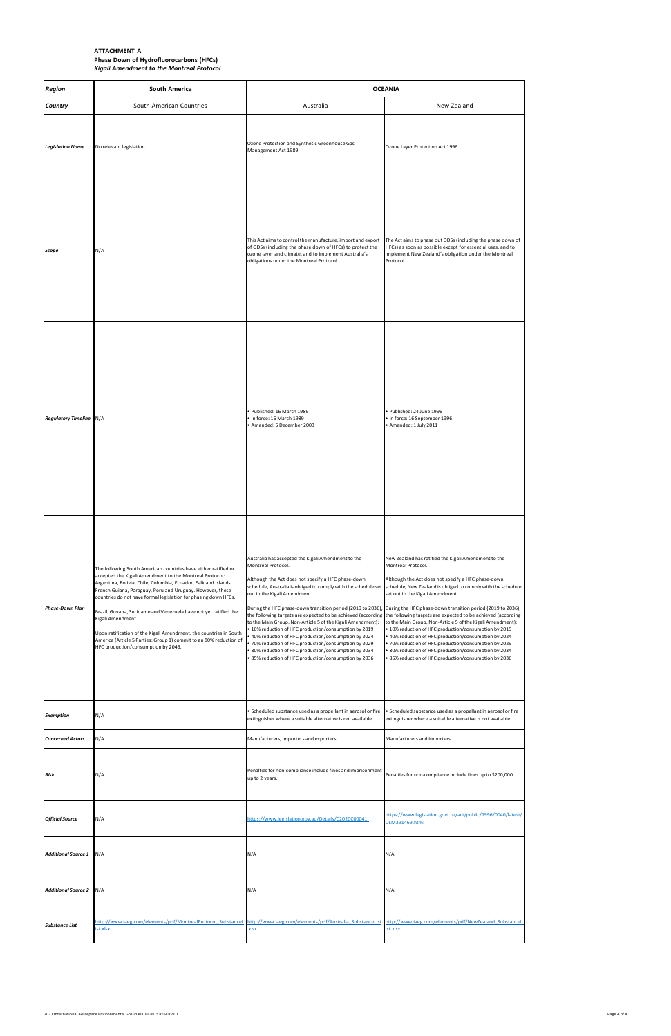**ATTACHMENT A**
**Phase Down of Hydrofluorocarbons (HFCs)**
***Kigali Amendment to the Montreal Protocol***

| ***Region*** | **South America** | **OCEANIA** | |
|---|---|---|---|
| ***Country*** | South American Countries | Australia | New Zealand |
| ***Legislation Name*** | No relevant legislation | Ozone Protection and Synthetic Greenhouse Gas Management Act 1989 | Ozone Layer Protection Act 1996 |
| ***Scope*** | N/A | This Act aims to control the manufacture, import and export of ODSs (including the phase down of HFCs) to protect the ozone layer and climate, and to implement Australia's obligations under the Montreal Protocol. | The Act aims to phase out ODSs (including the phase down of HFCs) as soon as possible except for essential uses, and to implement New Zealand's obligation under the Montreal Protocol. |
| ***Regulatory Timeline*** | N/A | • Published: 16 March 1989<br>• In force: 16 March 1989<br>• Amended: 5 December 2003 | • Published: 24 June 1996<br>• In force: 16 September 1996<br>• Amended: 1 July 2011 |
| ***Phase-Down Plan*** | The following South American countries have either ratified or accepted the Kigali Amendment to the Montreal Protocol: Argentina, Bolivia, Chile, Colombia, Ecuador, Falkland Islands, French Guiana, Paraguay, Peru and Uruguay. However, these countries do not have formal legislation for phasing down HFCs.<br><br>Brazil, Guyana, Suriname and Venezuela have not yet ratified the Kigali Amendment.<br><br>Upon ratification of the Kigali Amendment, the countries in South America (Article 5 Parties: Group 1) commit to an 80% reduction of HFC production/consumption by 2045. | Australia has accepted the Kigali Amendment to the Montreal Protocol.<br><br>Although the Act does not specify a HFC phase-down schedule, Australia is obliged to comply with the schedule set out in the Kigali Amendment.<br><br>During the HFC phase-down transition period (2019 to 2036), the following targets are expected to be achieved (according to the Main Group, Non-Article 5 of the Kigali Amendment):<br>• 10% reduction of HFC production/consumption by 2019<br>• 40% reduction of HFC production/consumption by 2024<br>• 70% reduction of HFC production/consumption by 2029<br>• 80% reduction of HFC production/consumption by 2034<br>• 85% reduction of HFC production/consumption by 2036 | New Zealand has ratified the Kigali Amendment to the Montreal Protocol.<br><br>Although the Act does not specify a HFC phase-down schedule, New Zealand is obliged to comply with the schedule set out in the Kigali Amendment.<br><br>During the HFC phase-down transition period (2019 to 2036), the following targets are expected to be achieved (according to the Main Group, Non-Article 5 of the Kigali Amendment):<br>• 10% reduction of HFC production/consumption by 2019<br>• 40% reduction of HFC production/consumption by 2024<br>• 70% reduction of HFC production/consumption by 2029<br>• 80% reduction of HFC production/consumption by 2034<br>• 85% reduction of HFC production/consumption by 2036 |
| ***Exemption*** | N/A | • Scheduled substance used as a propellant in aerosol or fire extinguisher where a suitable alternative is not available | • Scheduled substance used as a propellant in aerosol or fire extinguisher where a suitable alternative is not available |
| ***Concerned Actors*** | N/A | Manufacturers, importers and exporters | Manufacturers and importers |
| ***Risk*** | N/A | Penalties for non-compliance include fines and imprisonment up to 2 years. | Penalties for non-compliance include fines up to $200,000. |
| ***Official Source*** | N/A | https://www.legislation.gov.au/Details/C2020C00041 | https://www.legislation.govt.nz/act/public/1996/0040/latest/DLM391469.html |
| ***Additional Source 1*** | N/A | N/A | N/A |
| ***Additional Source 2*** | N/A | N/A | N/A |
| ***Substance List*** | http://www.iaeg.com/elements/pdf/MontrealProtocol_SubstanceList.xlsx | http://www.iaeg.com/elements/pdf/Australia_SubstanceList.xlsx | http://www.iaeg.com/elements/pdf/NewZealand_SubstanceList.xlsx |

2021 International Aerospace Environmental Group ALL RIGHTS RESERVED